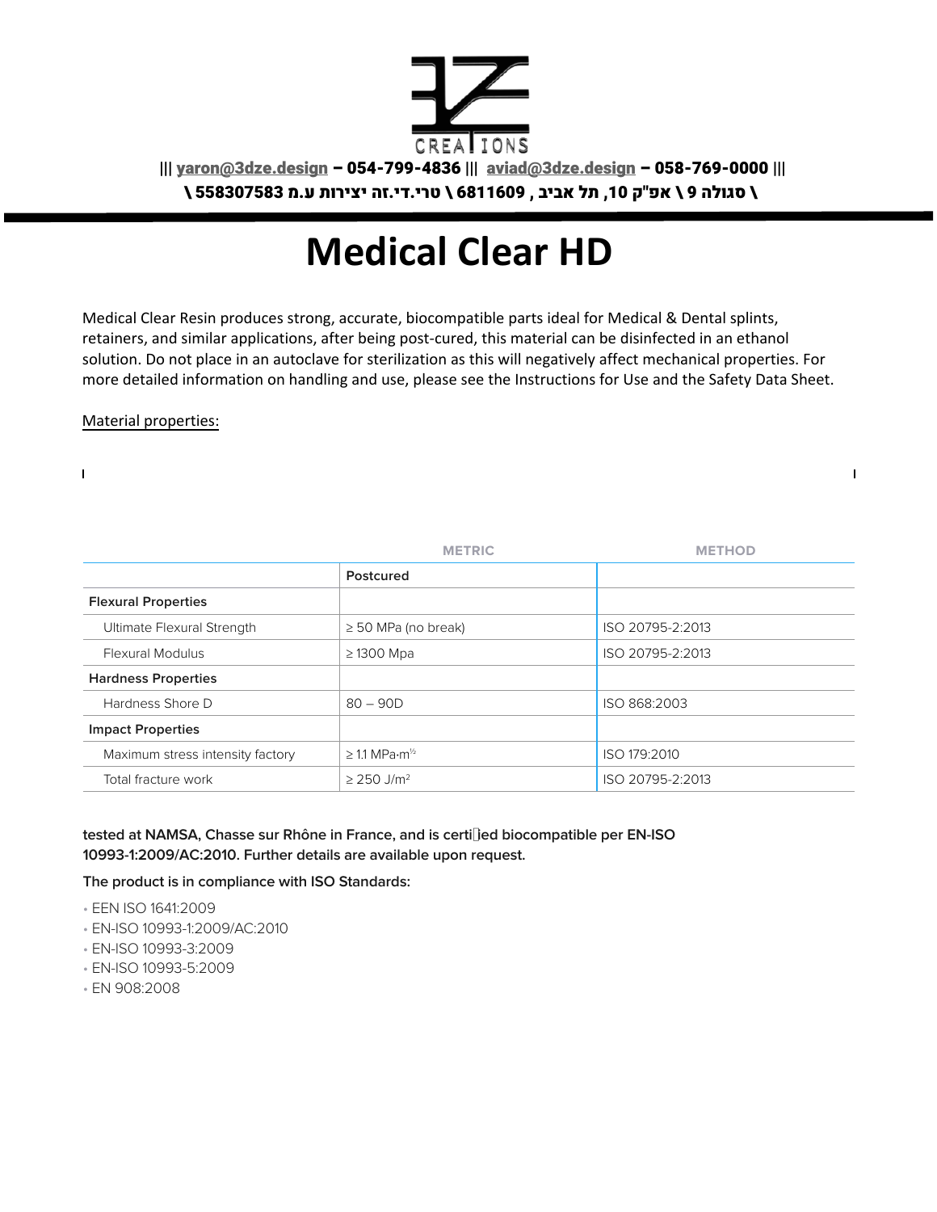CREATIONS

||| yaron@3dze.design – 054-799-4836 ||| aviad@3dze.design – 058-769-0000 |||

\ סגולה 9 \ אפ"ק 10, תל אביב , 6811609 \ טרי.די.זה יצירות ע.מ 558307583 \

# Medical Clear HD

Medical Clear Resin produces strong, accurate, biocompatible parts ideal for Medical & Dental splints, retainers, and similar applications, after being post-cured, this material can be disinfected in an ethanol solution. Do not place in an autoclave for sterilization as this will negatively affect mechanical properties. For more detailed information on handling and use, please see the Instructions for Use and the Safety Data Sheet.

Material properties:

| | METRIC | METHOD |
|---|---|---|
| | Postcured | |
| **Flexural Properties** | | |
| Ultimate Flexural Strength | ≥ 50 MPa (no break) | ISO 20795-2:2013 |
| Flexural Modulus | ≥ 1300 Mpa | ISO 20795-2:2013 |
| **Hardness Properties** | | |
| Hardness Shore D | 80 – 90D | ISO 868:2003 |
| **Impact Properties** | | |
| Maximum stress intensity factory | ≥ 1.1 $MPa \cdot m^{1/2}$ | ISO 179:2010 |
| Total fracture work | ≥ 250 $J/m^2$ | ISO 20795-2:2013 |

**tested at NAMSA, Chasse sur Rhône in France, and is certified biocompatible per EN-ISO 10993-1:2009/AC:2010. Further details are available upon request.**

**The product is in compliance with ISO Standards:**

- EEN ISO 1641:2009
- EN-ISO 10993-1:2009/AC:2010
- EN-ISO 10993-3:2009
- EN-ISO 10993-5:2009
- EN 908:2008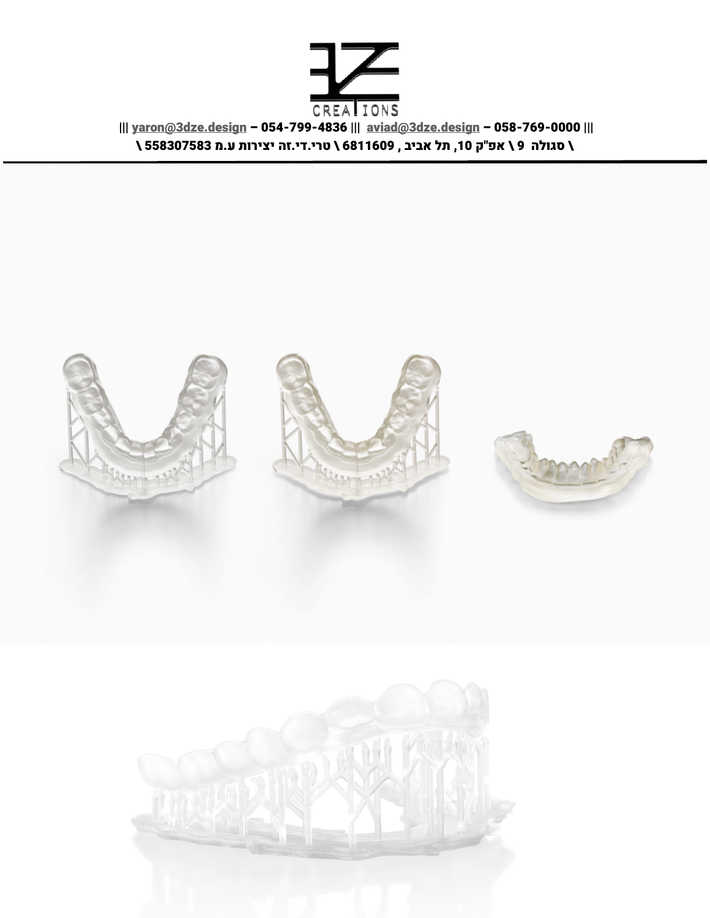CREATIONS

||| yaron@3dze.design – 054-799-4836 ||| aviad@3dze.design – 058-769-0000 |||

\ סגולה 9 \ אפ"ק 10, תל אביב , 6811609 \ טרי.די.זה יצירות ע.מ 558307583 \